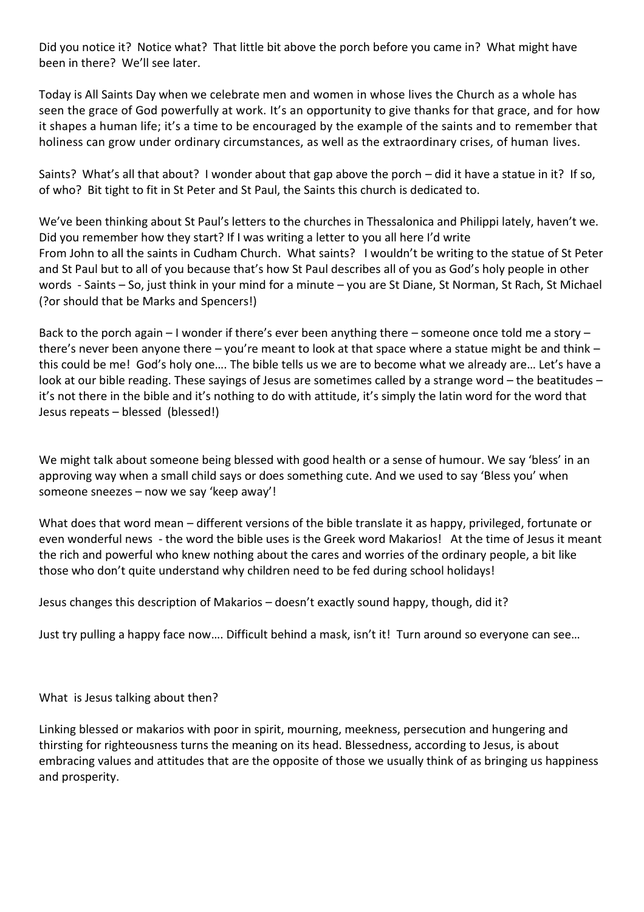Did you notice it? Notice what? That little bit above the porch before you came in? What might have been in there? We'll see later.

Today is All Saints Day when we celebrate men and women in whose lives the Church as a whole has seen the grace of God powerfully at work. It's an opportunity to give thanks for that grace, and for how it shapes a human life; it's a time to be encouraged by the example of the saints and to remember that holiness can grow under ordinary circumstances, as well as the extraordinary crises, of human lives.

Saints? What's all that about? I wonder about that gap above the porch – did it have a statue in it? If so, of who? Bit tight to fit in St Peter and St Paul, the Saints this church is dedicated to.

We've been thinking about St Paul's letters to the churches in Thessalonica and Philippi lately, haven't we. Did you remember how they start? If I was writing a letter to you all here I'd write
From John to all the saints in Cudham Church. What saints? I wouldn't be writing to the statue of St Peter and St Paul but to all of you because that's how St Paul describes all of you as God's holy people in other words - Saints – So, just think in your mind for a minute – you are St Diane, St Norman, St Rach, St Michael (?or should that be Marks and Spencers!)

Back to the porch again – I wonder if there's ever been anything there – someone once told me a story – there's never been anyone there – you're meant to look at that space where a statue might be and think – this could be me! God's holy one…. The bible tells us we are to become what we already are… Let's have a look at our bible reading. These sayings of Jesus are sometimes called by a strange word – the beatitudes – it's not there in the bible and it's nothing to do with attitude, it's simply the latin word for the word that Jesus repeats – blessed (blessed!)

We might talk about someone being blessed with good health or a sense of humour. We say 'bless' in an approving way when a small child says or does something cute. And we used to say 'Bless you' when someone sneezes – now we say 'keep away'!

What does that word mean – different versions of the bible translate it as happy, privileged, fortunate or even wonderful news - the word the bible uses is the Greek word Makarios! At the time of Jesus it meant the rich and powerful who knew nothing about the cares and worries of the ordinary people, a bit like those who don't quite understand why children need to be fed during school holidays!

Jesus changes this description of Makarios – doesn't exactly sound happy, though, did it?

Just try pulling a happy face now…. Difficult behind a mask, isn't it! Turn around so everyone can see…

What is Jesus talking about then?

Linking blessed or makarios with poor in spirit, mourning, meekness, persecution and hungering and thirsting for righteousness turns the meaning on its head. Blessedness, according to Jesus, is about embracing values and attitudes that are the opposite of those we usually think of as bringing us happiness and prosperity.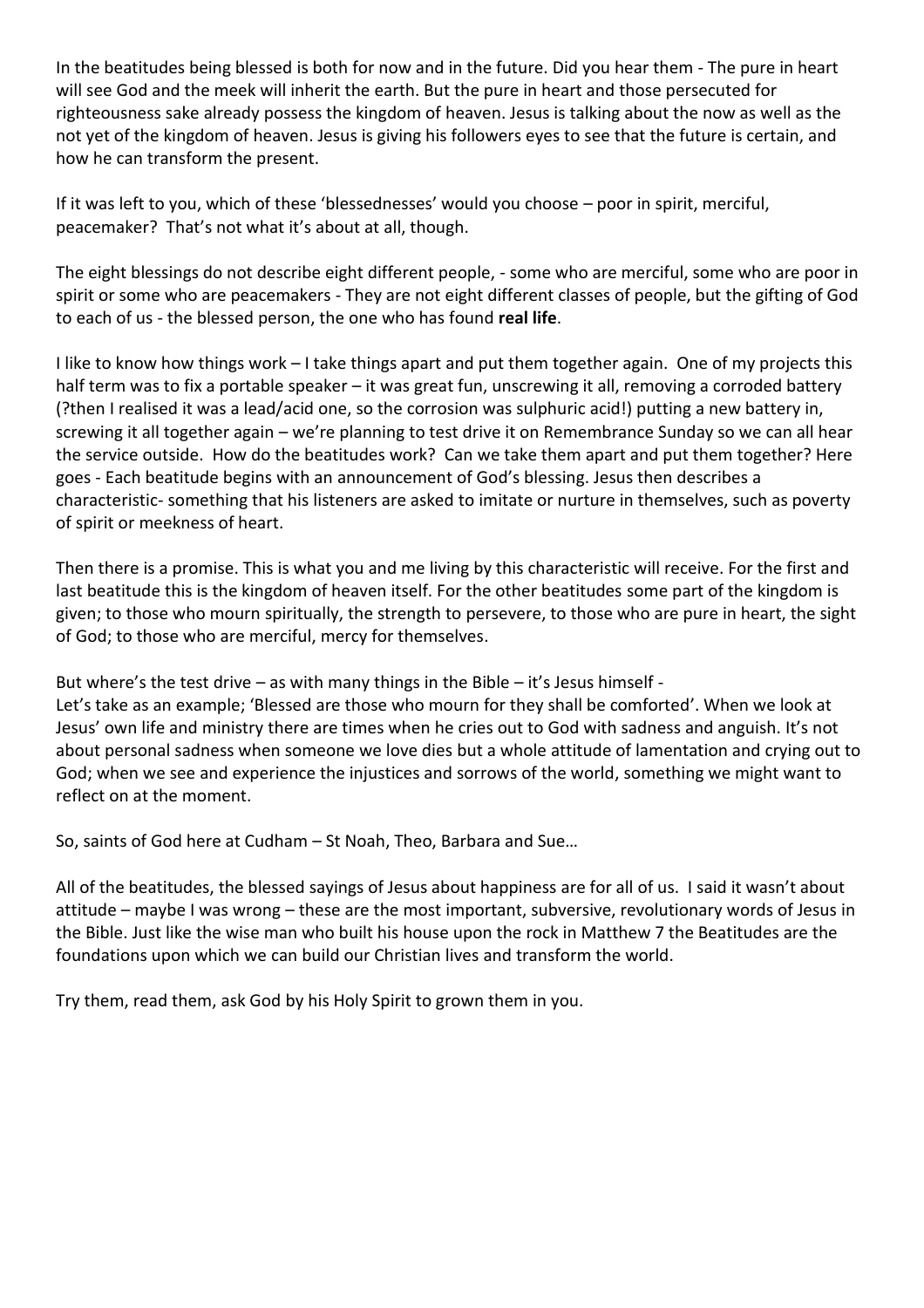In the beatitudes being blessed is both for now and in the future. Did you hear them - The pure in heart will see God and the meek will inherit the earth. But the pure in heart and those persecuted for righteousness sake already possess the kingdom of heaven. Jesus is talking about the now as well as the not yet of the kingdom of heaven. Jesus is giving his followers eyes to see that the future is certain, and how he can transform the present.

If it was left to you, which of these 'blessednesses' would you choose – poor in spirit, merciful, peacemaker? That's not what it's about at all, though.

The eight blessings do not describe eight different people, - some who are merciful, some who are poor in spirit or some who are peacemakers - They are not eight different classes of people, but the gifting of God to each of us - the blessed person, the one who has found **real life**.

I like to know how things work – I take things apart and put them together again. One of my projects this half term was to fix a portable speaker – it was great fun, unscrewing it all, removing a corroded battery (?then I realised it was a lead/acid one, so the corrosion was sulphuric acid!) putting a new battery in, screwing it all together again – we're planning to test drive it on Remembrance Sunday so we can all hear the service outside. How do the beatitudes work? Can we take them apart and put them together? Here goes - Each beatitude begins with an announcement of God's blessing. Jesus then describes a characteristic- something that his listeners are asked to imitate or nurture in themselves, such as poverty of spirit or meekness of heart.

Then there is a promise. This is what you and me living by this characteristic will receive. For the first and last beatitude this is the kingdom of heaven itself. For the other beatitudes some part of the kingdom is given; to those who mourn spiritually, the strength to persevere, to those who are pure in heart, the sight of God; to those who are merciful, mercy for themselves.

But where's the test drive – as with many things in the Bible – it's Jesus himself -
Let's take as an example; 'Blessed are those who mourn for they shall be comforted'. When we look at Jesus' own life and ministry there are times when he cries out to God with sadness and anguish. It's not about personal sadness when someone we love dies but a whole attitude of lamentation and crying out to God; when we see and experience the injustices and sorrows of the world, something we might want to reflect on at the moment.

So, saints of God here at Cudham – St Noah, Theo, Barbara and Sue…

All of the beatitudes, the blessed sayings of Jesus about happiness are for all of us. I said it wasn't about attitude – maybe I was wrong – these are the most important, subversive, revolutionary words of Jesus in the Bible. Just like the wise man who built his house upon the rock in Matthew 7 the Beatitudes are the foundations upon which we can build our Christian lives and transform the world.

Try them, read them, ask God by his Holy Spirit to grown them in you.